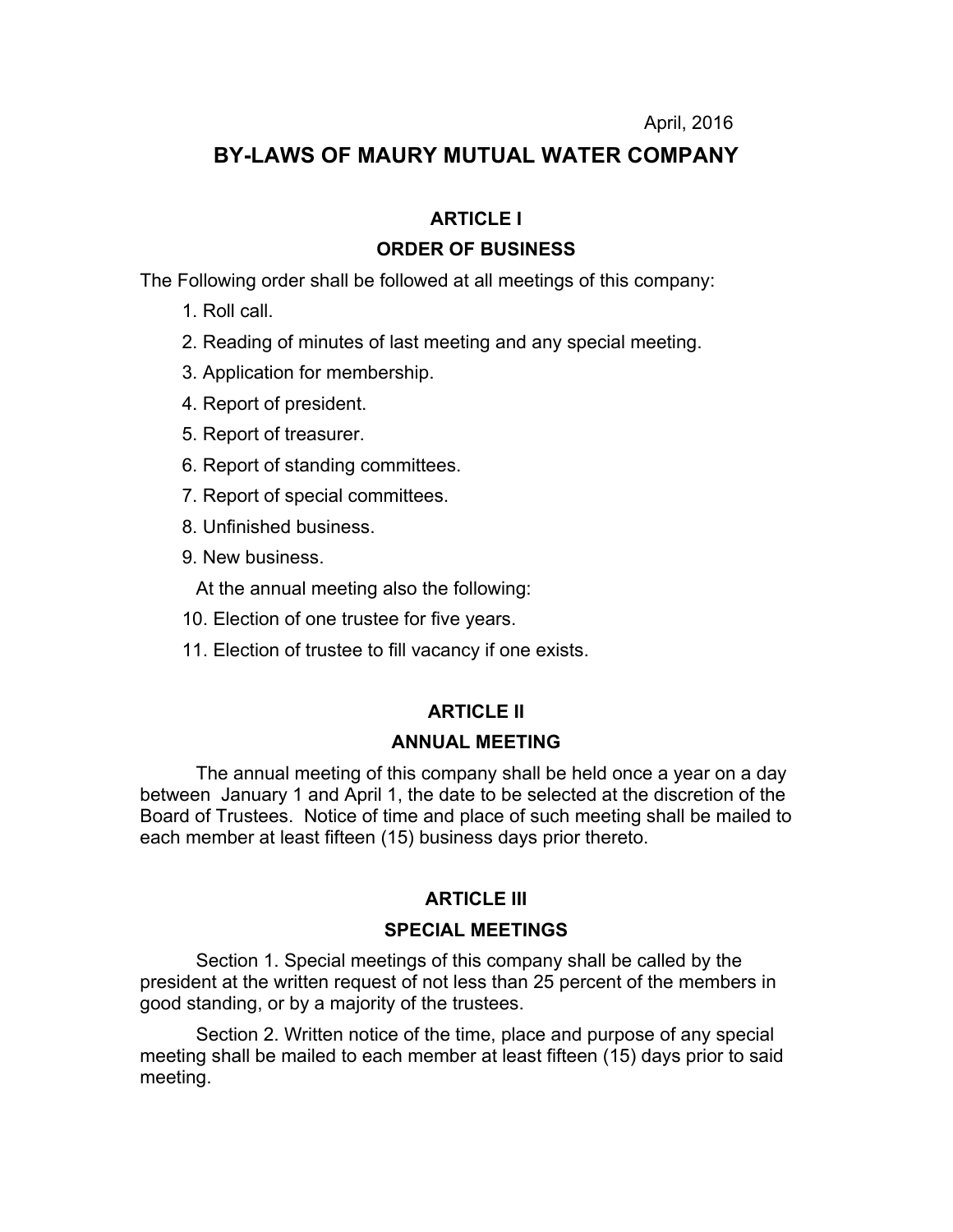April, 2016

# BY-LAWS OF MAURY MUTUAL WATER COMPANY

## ARTICLE I

## ORDER OF BUSINESS

The Following order shall be followed at all meetings of this company:

1. Roll call.
2. Reading of minutes of last meeting and any special meeting.
3. Application for membership.
4. Report of president.
5. Report of treasurer.
6. Report of standing committees.
7. Report of special committees.
8. Unfinished business.
9. New business.

At the annual meeting also the following:

10. Election of one trustee for five years.
11. Election of trustee to fill vacancy if one exists.

## ARTICLE II

## ANNUAL MEETING

The annual meeting of this company shall be held once a year on a day between January 1 and April 1, the date to be selected at the discretion of the Board of Trustees. Notice of time and place of such meeting shall be mailed to each member at least fifteen (15) business days prior thereto.

## ARTICLE III

## SPECIAL MEETINGS

Section 1. Special meetings of this company shall be called by the president at the written request of not less than 25 percent of the members in good standing, or by a majority of the trustees.

Section 2. Written notice of the time, place and purpose of any special meeting shall be mailed to each member at least fifteen (15) days prior to said meeting.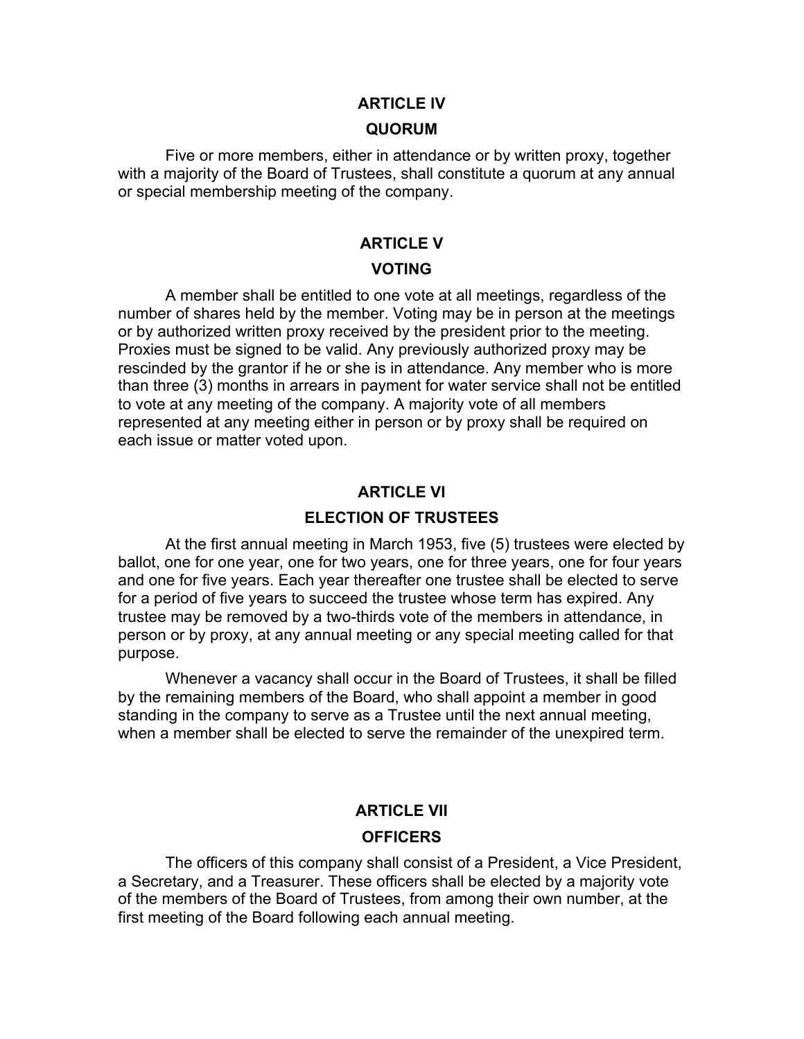## ARTICLE IV

## QUORUM

Five or more members, either in attendance or by written proxy, together with a majority of the Board of Trustees, shall constitute a quorum at any annual or special membership meeting of the company.

## ARTICLE V

## VOTING

A member shall be entitled to one vote at all meetings, regardless of the number of shares held by the member. Voting may be in person at the meetings or by authorized written proxy received by the president prior to the meeting. Proxies must be signed to be valid. Any previously authorized proxy may be rescinded by the grantor if he or she is in attendance. Any member who is more than three (3) months in arrears in payment for water service shall not be entitled to vote at any meeting of the company. A majority vote of all members represented at any meeting either in person or by proxy shall be required on each issue or matter voted upon.

## ARTICLE VI

## ELECTION OF TRUSTEES

At the first annual meeting in March 1953, five (5) trustees were elected by ballot, one for one year, one for two years, one for three years, one for four years and one for five years. Each year thereafter one trustee shall be elected to serve for a period of five years to succeed the trustee whose term has expired. Any trustee may be removed by a two-thirds vote of the members in attendance, in person or by proxy, at any annual meeting or any special meeting called for that purpose.

Whenever a vacancy shall occur in the Board of Trustees, it shall be filled by the remaining members of the Board, who shall appoint a member in good standing in the company to serve as a Trustee until the next annual meeting, when a member shall be elected to serve the remainder of the unexpired term.

## ARTICLE VII

## OFFICERS

The officers of this company shall consist of a President, a Vice President, a Secretary, and a Treasurer. These officers shall be elected by a majority vote of the members of the Board of Trustees, from among their own number, at the first meeting of the Board following each annual meeting.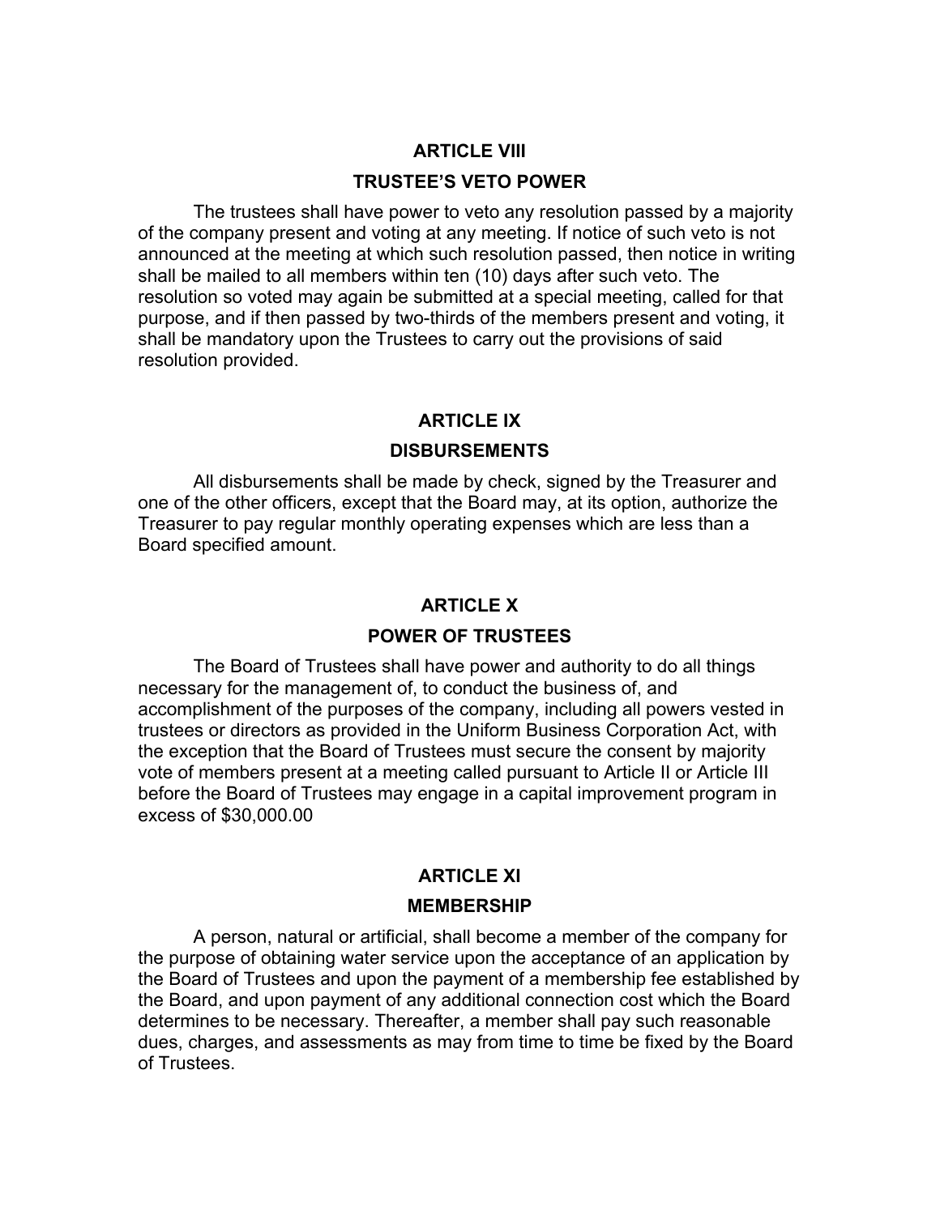## ARTICLE VIII

## TRUSTEE'S VETO POWER

The trustees shall have power to veto any resolution passed by a majority of the company present and voting at any meeting. If notice of such veto is not announced at the meeting at which such resolution passed, then notice in writing shall be mailed to all members within ten (10) days after such veto. The resolution so voted may again be submitted at a special meeting, called for that purpose, and if then passed by two-thirds of the members present and voting, it shall be mandatory upon the Trustees to carry out the provisions of said resolution provided.

## ARTICLE IX

## DISBURSEMENTS

All disbursements shall be made by check, signed by the Treasurer and one of the other officers, except that the Board may, at its option, authorize the Treasurer to pay regular monthly operating expenses which are less than a Board specified amount.

## ARTICLE X

## POWER OF TRUSTEES

The Board of Trustees shall have power and authority to do all things necessary for the management of, to conduct the business of, and accomplishment of the purposes of the company, including all powers vested in trustees or directors as provided in the Uniform Business Corporation Act, with the exception that the Board of Trustees must secure the consent by majority vote of members present at a meeting called pursuant to Article II or Article III before the Board of Trustees may engage in a capital improvement program in excess of $30,000.00

## ARTICLE XI

## MEMBERSHIP

A person, natural or artificial, shall become a member of the company for the purpose of obtaining water service upon the acceptance of an application by the Board of Trustees and upon the payment of a membership fee established by the Board, and upon payment of any additional connection cost which the Board determines to be necessary. Thereafter, a member shall pay such reasonable dues, charges, and assessments as may from time to time be fixed by the Board of Trustees.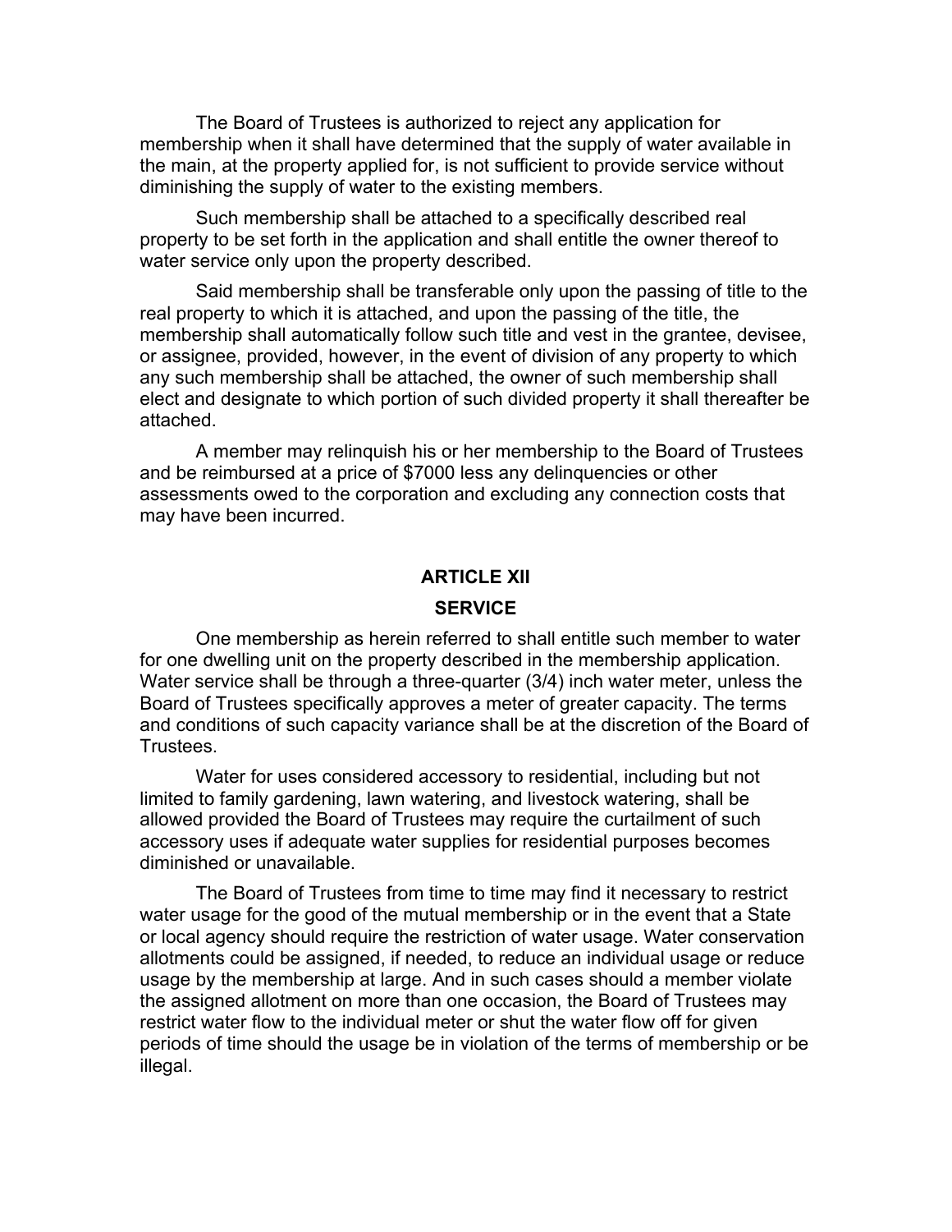The Board of Trustees is authorized to reject any application for membership when it shall have determined that the supply of water available in the main, at the property applied for, is not sufficient to provide service without diminishing the supply of water to the existing members.

Such membership shall be attached to a specifically described real property to be set forth in the application and shall entitle the owner thereof to water service only upon the property described.

Said membership shall be transferable only upon the passing of title to the real property to which it is attached, and upon the passing of the title, the membership shall automatically follow such title and vest in the grantee, devisee, or assignee, provided, however, in the event of division of any property to which any such membership shall be attached, the owner of such membership shall elect and designate to which portion of such divided property it shall thereafter be attached.

A member may relinquish his or her membership to the Board of Trustees and be reimbursed at a price of $7000 less any delinquencies or other assessments owed to the corporation and excluding any connection costs that may have been incurred.

## ARTICLE XII

## SERVICE

One membership as herein referred to shall entitle such member to water for one dwelling unit on the property described in the membership application. Water service shall be through a three-quarter (3/4) inch water meter, unless the Board of Trustees specifically approves a meter of greater capacity. The terms and conditions of such capacity variance shall be at the discretion of the Board of Trustees.

Water for uses considered accessory to residential, including but not limited to family gardening, lawn watering, and livestock watering, shall be allowed provided the Board of Trustees may require the curtailment of such accessory uses if adequate water supplies for residential purposes becomes diminished or unavailable.

The Board of Trustees from time to time may find it necessary to restrict water usage for the good of the mutual membership or in the event that a State or local agency should require the restriction of water usage. Water conservation allotments could be assigned, if needed, to reduce an individual usage or reduce usage by the membership at large. And in such cases should a member violate the assigned allotment on more than one occasion, the Board of Trustees may restrict water flow to the individual meter or shut the water flow off for given periods of time should the usage be in violation of the terms of membership or be illegal.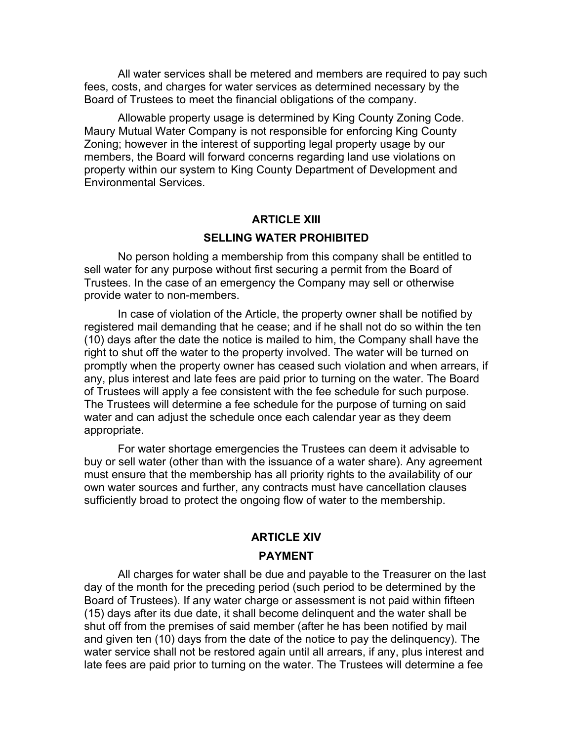All water services shall be metered and members are required to pay such fees, costs, and charges for water services as determined necessary by the Board of Trustees to meet the financial obligations of the company.

Allowable property usage is determined by King County Zoning Code. Maury Mutual Water Company is not responsible for enforcing King County Zoning; however in the interest of supporting legal property usage by our members, the Board will forward concerns regarding land use violations on property within our system to King County Department of Development and Environmental Services.

## ARTICLE XIII

## SELLING WATER PROHIBITED

No person holding a membership from this company shall be entitled to sell water for any purpose without first securing a permit from the Board of Trustees. In the case of an emergency the Company may sell or otherwise provide water to non-members.

In case of violation of the Article, the property owner shall be notified by registered mail demanding that he cease; and if he shall not do so within the ten (10) days after the date the notice is mailed to him, the Company shall have the right to shut off the water to the property involved. The water will be turned on promptly when the property owner has ceased such violation and when arrears, if any, plus interest and late fees are paid prior to turning on the water. The Board of Trustees will apply a fee consistent with the fee schedule for such purpose. The Trustees will determine a fee schedule for the purpose of turning on said water and can adjust the schedule once each calendar year as they deem appropriate.

For water shortage emergencies the Trustees can deem it advisable to buy or sell water (other than with the issuance of a water share). Any agreement must ensure that the membership has all priority rights to the availability of our own water sources and further, any contracts must have cancellation clauses sufficiently broad to protect the ongoing flow of water to the membership.

## ARTICLE XIV

## PAYMENT

All charges for water shall be due and payable to the Treasurer on the last day of the month for the preceding period (such period to be determined by the Board of Trustees). If any water charge or assessment is not paid within fifteen (15) days after its due date, it shall become delinquent and the water shall be shut off from the premises of said member (after he has been notified by mail and given ten (10) days from the date of the notice to pay the delinquency). The water service shall not be restored again until all arrears, if any, plus interest and late fees are paid prior to turning on the water. The Trustees will determine a fee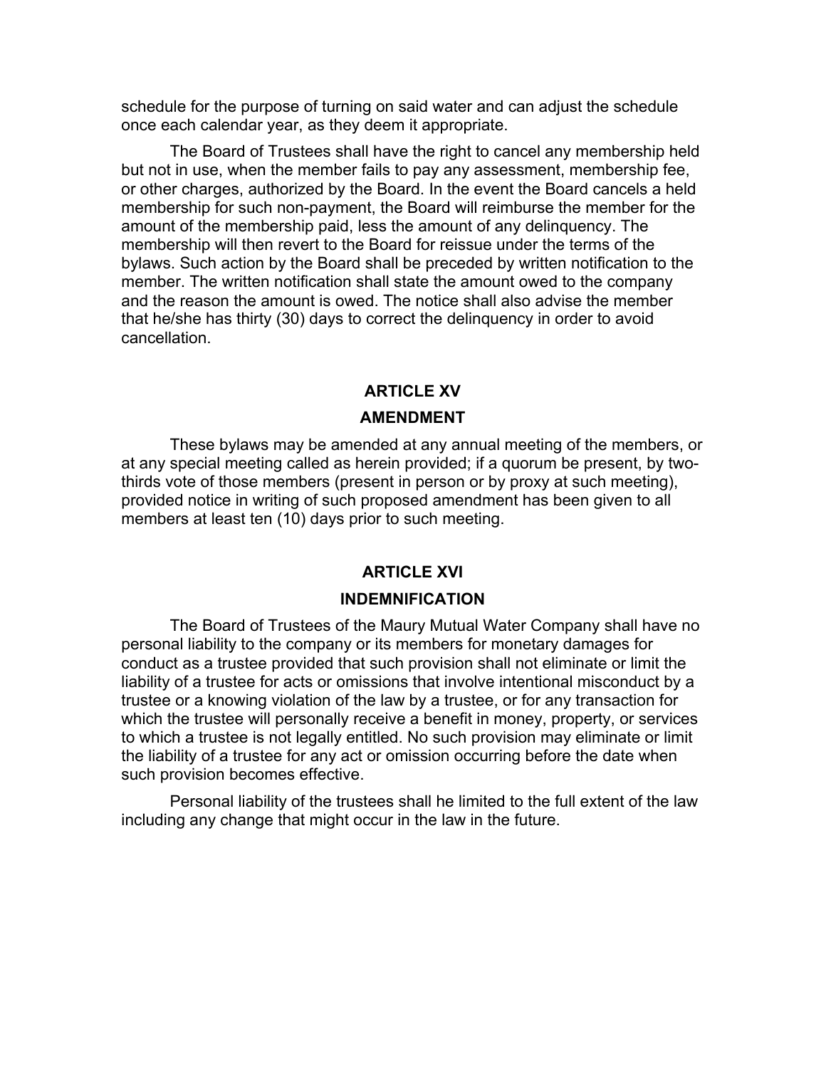schedule for the purpose of turning on said water and can adjust the schedule once each calendar year, as they deem it appropriate.

The Board of Trustees shall have the right to cancel any membership held but not in use, when the member fails to pay any assessment, membership fee, or other charges, authorized by the Board. In the event the Board cancels a held membership for such non-payment, the Board will reimburse the member for the amount of the membership paid, less the amount of any delinquency. The membership will then revert to the Board for reissue under the terms of the bylaws. Such action by the Board shall be preceded by written notification to the member. The written notification shall state the amount owed to the company and the reason the amount is owed. The notice shall also advise the member that he/she has thirty (30) days to correct the delinquency in order to avoid cancellation.

## ARTICLE XV

## AMENDMENT

These bylaws may be amended at any annual meeting of the members, or at any special meeting called as herein provided; if a quorum be present, by two-thirds vote of those members (present in person or by proxy at such meeting), provided notice in writing of such proposed amendment has been given to all members at least ten (10) days prior to such meeting.

## ARTICLE XVI

## INDEMNIFICATION

The Board of Trustees of the Maury Mutual Water Company shall have no personal liability to the company or its members for monetary damages for conduct as a trustee provided that such provision shall not eliminate or limit the liability of a trustee for acts or omissions that involve intentional misconduct by a trustee or a knowing violation of the law by a trustee, or for any transaction for which the trustee will personally receive a benefit in money, property, or services to which a trustee is not legally entitled. No such provision may eliminate or limit the liability of a trustee for any act or omission occurring before the date when such provision becomes effective.

Personal liability of the trustees shall he limited to the full extent of the law including any change that might occur in the law in the future.